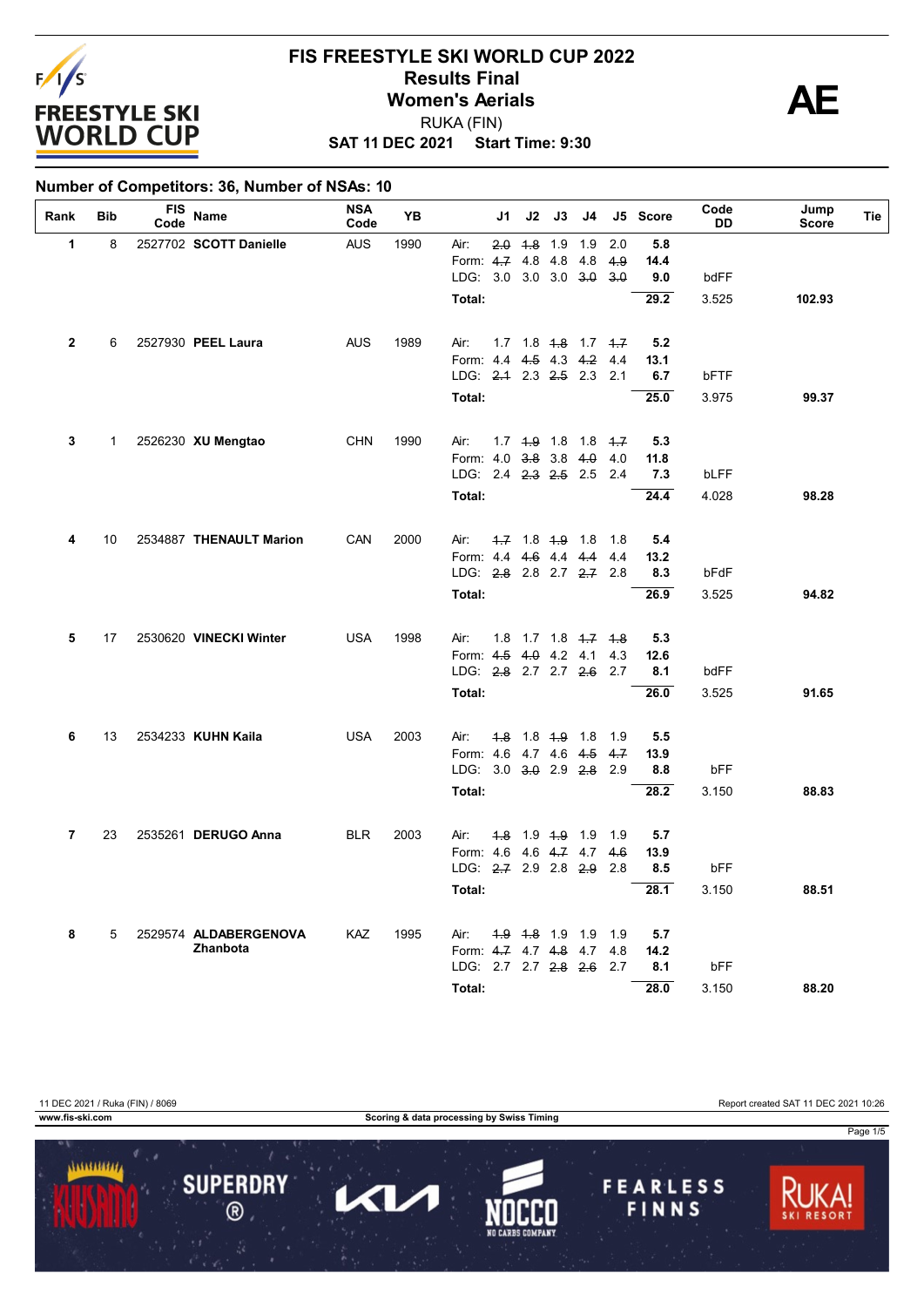# FIS FREESTYLE SKI WORLD CUP 2022

## Results Final

## Women's Aerials

RUKA (FIN)

**SAT 11 DEC 2021 Start Time: 9:30**

**AE**

**Number of Competitors: 36, Number of NSAs: 10**

| Rank | Bib | FIS Code | Name | NSA Code | YB | | J1 | J2 | J3 | J4 | J5 | Score | Code DD | Jump Score | Tie |
|---|---|---|---|---|---|---|---|---|---|---|---|---|---|---|---|
| 1 | 8 | 2527702 | **SCOTT Danielle** | AUS | 1990 | Air: | ~~2.0~~ | ~~1.8~~ | 1.9 | 1.9 | 2.0 | **5.8** | | | |
| | | | | | | Form: | ~~4.7~~ | 4.8 | 4.8 | 4.8 | ~~4.9~~ | **14.4** | | | |
| | | | | | | LDG: | 3.0 | 3.0 | 3.0 | ~~3.0~~ | ~~3.0~~ | **9.0** | bdFF | | |
| | | | | | | **Total:** | | | | | | **29.2** | 3.525 | **102.93** | |
| 2 | 6 | 2527930 | **PEEL Laura** | AUS | 1989 | Air: | 1.7 | 1.8 | ~~1.8~~ | 1.7 | ~~1.7~~ | **5.2** | | | |
| | | | | | | Form: | 4.4 | ~~4.5~~ | 4.3 | ~~4.2~~ | 4.4 | **13.1** | | | |
| | | | | | | LDG: | ~~2.1~~ | 2.3 | ~~2.5~~ | 2.3 | 2.1 | **6.7** | bFTF | | |
| | | | | | | **Total:** | | | | | | **25.0** | 3.975 | **99.37** | |
| 3 | 1 | 2526230 | **XU Mengtao** | CHN | 1990 | Air: | 1.7 | ~~1.9~~ | 1.8 | 1.8 | ~~1.7~~ | **5.3** | | | |
| | | | | | | Form: | 4.0 | ~~3.8~~ | 3.8 | ~~4.0~~ | 4.0 | **11.8** | | | |
| | | | | | | LDG: | 2.4 | ~~2.3~~ | ~~2.5~~ | 2.5 | 2.4 | **7.3** | bLFF | | |
| | | | | | | **Total:** | | | | | | **24.4** | 4.028 | **98.28** | |
| 4 | 10 | 2534887 | **THENAULT Marion** | CAN | 2000 | Air: | ~~1.7~~ | 1.8 | ~~1.9~~ | 1.8 | 1.8 | **5.4** | | | |
| | | | | | | Form: | 4.4 | ~~4.6~~ | 4.4 | ~~4.4~~ | 4.4 | **13.2** | | | |
| | | | | | | LDG: | ~~2.8~~ | 2.8 | 2.7 | ~~2.7~~ | 2.8 | **8.3** | bFdF | | |
| | | | | | | **Total:** | | | | | | **26.9** | 3.525 | **94.82** | |
| 5 | 17 | 2530620 | **VINECKI Winter** | USA | 1998 | Air: | 1.8 | 1.7 | 1.8 | ~~1.7~~ | ~~1.8~~ | **5.3** | | | |
| | | | | | | Form: | ~~4.5~~ | ~~4.0~~ | 4.2 | 4.1 | 4.3 | **12.6** | | | |
| | | | | | | LDG: | ~~2.8~~ | 2.7 | 2.7 | ~~2.6~~ | 2.7 | **8.1** | bdFF | | |
| | | | | | | **Total:** | | | | | | **26.0** | 3.525 | **91.65** | |
| 6 | 13 | 2534233 | **KUHN Kaila** | USA | 2003 | Air: | ~~1.8~~ | 1.8 | ~~1.9~~ | 1.8 | 1.9 | **5.5** | | | |
| | | | | | | Form: | 4.6 | 4.7 | 4.6 | ~~4.5~~ | ~~4.7~~ | **13.9** | | | |
| | | | | | | LDG: | 3.0 | ~~3.0~~ | 2.9 | ~~2.8~~ | 2.9 | **8.8** | bFF | | |
| | | | | | | **Total:** | | | | | | **28.2** | 3.150 | **88.83** | |
| 7 | 23 | 2535261 | **DERUGO Anna** | BLR | 2003 | Air: | ~~1.8~~ | 1.9 | ~~1.9~~ | 1.9 | 1.9 | **5.7** | | | |
| | | | | | | Form: | 4.6 | 4.6 | ~~4.7~~ | 4.7 | ~~4.6~~ | **13.9** | | | |
| | | | | | | LDG: | ~~2.7~~ | 2.9 | 2.8 | ~~2.9~~ | 2.8 | **8.5** | bFF | | |
| | | | | | | **Total:** | | | | | | **28.1** | 3.150 | **88.51** | |
| 8 | 5 | 2529574 | **ALDABERGENOVA Zhanbota** | KAZ | 1995 | Air: | ~~1.9~~ | ~~1.8~~ | 1.9 | 1.9 | 1.9 | **5.7** | | | |
| | | | | | | Form: | ~~4.7~~ | 4.7 | ~~4.8~~ | 4.7 | 4.8 | **14.2** | | | |
| | | | | | | LDG: | 2.7 | 2.7 | ~~2.8~~ | ~~2.6~~ | 2.7 | **8.1** | bFF | | |
| | | | | | | **Total:** | | | | | | **28.0** | 3.150 | **88.20** | |

11 DEC 2021 / Ruka (FIN) / 8069

Report created SAT 11 DEC 2021 10:26

www.fis-ski.com

Scoring & data processing by Swiss Timing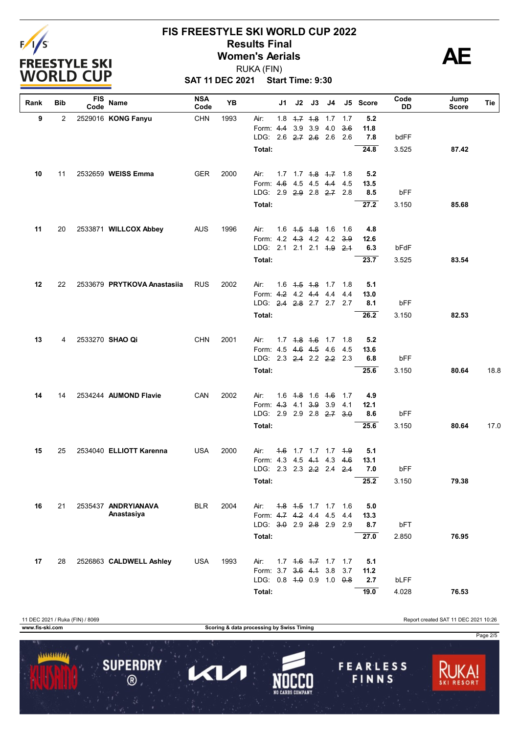# FIS FREESTYLE SKI WORLD CUP 2022

## Results Final

## Women's Aerials

RUKA (FIN)

**SAT 11 DEC 2021 Start Time: 9:30**

**AE**

| Rank | Bib | FIS Code | Name | NSA Code | YB | | J1 | J2 | J3 | J4 | J5 | Score | Code DD | Jump Score | Tie |
|---|---|---|---|---|---|---|---|---|---|---|---|---|---|---|---|
| 9 | 2 | 2529016 | **KONG Fanyu** | CHN | 1993 | Air: | 1.8 | ~~1.7~~ | ~~1.8~~ | 1.7 | 1.7 | 5.2 | | | |
| | | | | | | Form: | ~~4.4~~ | 3.9 | 3.9 | 4.0 | ~~3.6~~ | 11.8 | | | |
| | | | | | | LDG: | 2.6 | ~~2.7~~ | ~~2.6~~ | 2.6 | 2.6 | 7.8 | bdFF | | |
| | | | | | | **Total:** | | | | | | **24.8** | 3.525 | **87.42** | |
| 10 | 11 | 2532659 | **WEISS Emma** | GER | 2000 | Air: | 1.7 | 1.7 | ~~1.8~~ | ~~1.7~~ | 1.8 | 5.2 | | | |
| | | | | | | Form: | ~~4.6~~ | 4.5 | 4.5 | ~~4.4~~ | 4.5 | 13.5 | | | |
| | | | | | | LDG: | 2.9 | ~~2.9~~ | 2.8 | ~~2.7~~ | 2.8 | 8.5 | bFF | | |
| | | | | | | **Total:** | | | | | | **27.2** | 3.150 | **85.68** | |
| 11 | 20 | 2533871 | **WILLCOX Abbey** | AUS | 1996 | Air: | 1.6 | ~~1.5~~ | ~~1.8~~ | 1.6 | 1.6 | 4.8 | | | |
| | | | | | | Form: | 4.2 | ~~4.3~~ | 4.2 | 4.2 | ~~3.9~~ | 12.6 | | | |
| | | | | | | LDG: | 2.1 | 2.1 | 2.1 | ~~1.9~~ | ~~2.1~~ | 6.3 | bFdF | | |
| | | | | | | **Total:** | | | | | | **23.7** | 3.525 | **83.54** | |
| 12 | 22 | 2533679 | **PRYTKOVA Anastasiia** | RUS | 2002 | Air: | 1.6 | ~~1.5~~ | ~~1.8~~ | 1.7 | 1.8 | 5.1 | | | |
| | | | | | | Form: | ~~4.2~~ | 4.2 | ~~4.4~~ | 4.4 | 4.4 | 13.0 | | | |
| | | | | | | LDG: | ~~2.4~~ | ~~2.8~~ | 2.7 | 2.7 | 2.7 | 8.1 | bFF | | |
| | | | | | | **Total:** | | | | | | **26.2** | 3.150 | **82.53** | |
| 13 | 4 | 2533270 | **SHAO Qi** | CHN | 2001 | Air: | 1.7 | ~~1.8~~ | ~~1.6~~ | 1.7 | 1.8 | 5.2 | | | |
| | | | | | | Form: | 4.5 | ~~4.6~~ | ~~4.5~~ | 4.6 | 4.5 | 13.6 | | | |
| | | | | | | LDG: | 2.3 | ~~2.4~~ | 2.2 | ~~2.2~~ | 2.3 | 6.8 | bFF | | |
| | | | | | | **Total:** | | | | | | **25.6** | 3.150 | **80.64** | 18.8 |
| 14 | 14 | 2534244 | **AUMOND Flavie** | CAN | 2002 | Air: | 1.6 | ~~1.8~~ | 1.6 | ~~1.6~~ | 1.7 | 4.9 | | | |
| | | | | | | Form: | ~~4.3~~ | 4.1 | ~~3.9~~ | 3.9 | 4.1 | 12.1 | | | |
| | | | | | | LDG: | 2.9 | 2.9 | 2.8 | ~~2.7~~ | ~~3.0~~ | 8.6 | bFF | | |
| | | | | | | **Total:** | | | | | | **25.6** | 3.150 | **80.64** | 17.0 |
| 15 | 25 | 2534040 | **ELLIOTT Karenna** | USA | 2000 | Air: | ~~1.6~~ | 1.7 | 1.7 | 1.7 | ~~1.9~~ | 5.1 | | | |
| | | | | | | Form: | 4.3 | 4.5 | ~~4.1~~ | 4.3 | ~~4.6~~ | 13.1 | | | |
| | | | | | | LDG: | 2.3 | 2.3 | ~~2.2~~ | 2.4 | ~~2.4~~ | 7.0 | bFF | | |
| | | | | | | **Total:** | | | | | | **25.2** | 3.150 | **79.38** | |
| 16 | 21 | 2535437 | **ANDRYIANAVA Anastasiya** | BLR | 2004 | Air: | ~~1.8~~ | ~~1.5~~ | 1.7 | 1.7 | 1.6 | 5.0 | | | |
| | | | | | | Form: | ~~4.7~~ | ~~4.2~~ | 4.4 | 4.5 | 4.4 | 13.3 | | | |
| | | | | | | LDG: | ~~3.0~~ | 2.9 | ~~2.8~~ | 2.9 | 2.9 | 8.7 | bFT | | |
| | | | | | | **Total:** | | | | | | **27.0** | 2.850 | **76.95** | |
| 17 | 28 | 2526863 | **CALDWELL Ashley** | USA | 1993 | Air: | 1.7 | ~~1.6~~ | ~~1.7~~ | 1.7 | 1.7 | 5.1 | | | |
| | | | | | | Form: | 3.7 | ~~3.6~~ | ~~4.1~~ | 3.8 | 3.7 | 11.2 | | | |
| | | | | | | LDG: | 0.8 | ~~1.0~~ | 0.9 | 1.0 | ~~0.8~~ | 2.7 | bLFF | | |
| | | | | | | **Total:** | | | | | | **19.0** | 4.028 | **76.53** | |

11 DEC 2021 / Ruka (FIN) / 8069

Report created SAT 11 DEC 2021 10:26

www.fis-ski.com

Scoring & data processing by Swiss Timing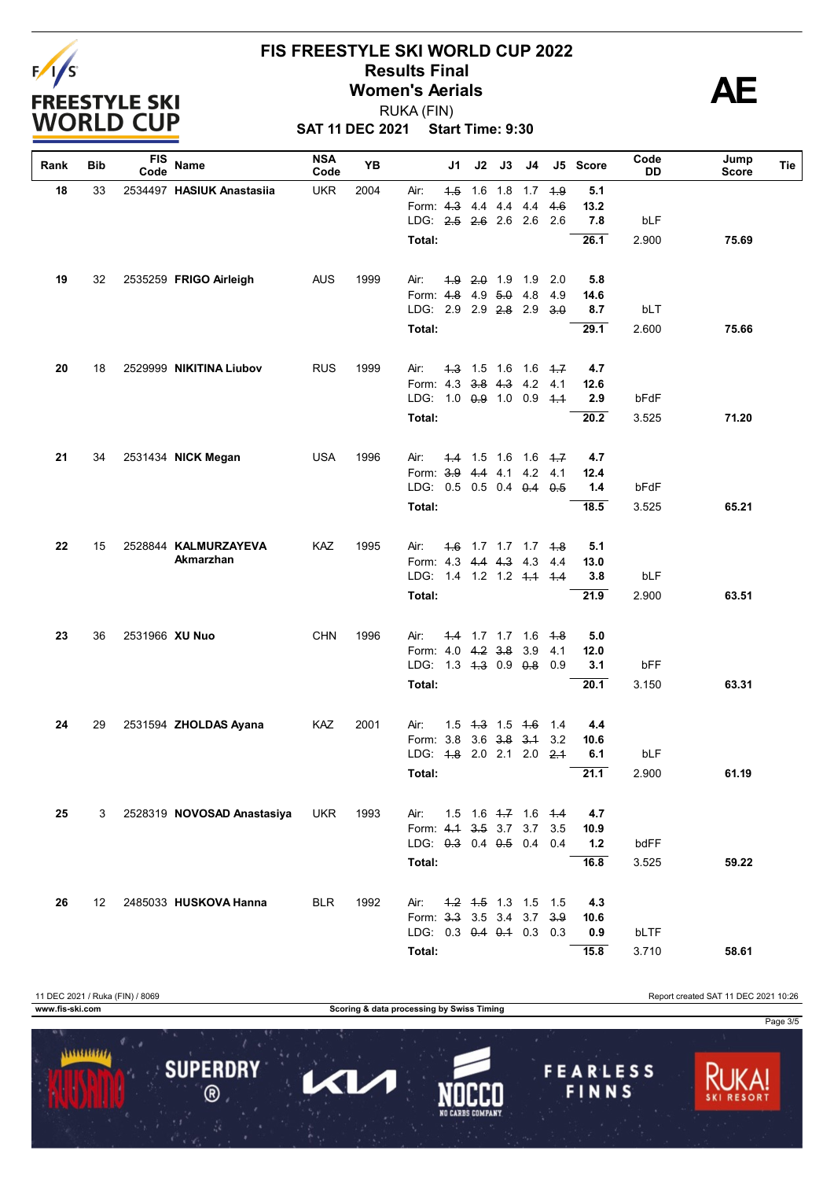# FIS FREESTYLE SKI WORLD CUP 2022

## Results Final

## Women's Aerials

RUKA (FIN)

**SAT 11 DEC 2021 Start Time: 9:30**

AE

| Rank | Bib | FIS Code | Name | NSA Code | YB | | J1 | J2 | J3 | J4 | J5 | Score | Code DD | Jump Score | Tie |
|---|---|---|---|---|---|---|---|---|---|---|---|---|---|---|---|
| 18 | 33 | 2534497 | **HASIUK Anastasiia** | UKR | 2004 | Air: | ~~1.5~~ | 1.6 | 1.8 | 1.7 | ~~1.9~~ | **5.1** | | | |
| | | | | | | Form: | ~~4.3~~ | 4.4 | 4.4 | 4.4 | ~~4.6~~ | **13.2** | | | |
| | | | | | | LDG: | ~~2.5~~ | ~~2.6~~ | 2.6 | 2.6 | 2.6 | **7.8** | bLF | | |
| | | | | | | **Total:** | | | | | | **26.1** | 2.900 | **75.69** | |
| 19 | 32 | 2535259 | **FRIGO Airleigh** | AUS | 1999 | Air: | ~~1.9~~ | ~~2.0~~ | 1.9 | 1.9 | 2.0 | **5.8** | | | |
| | | | | | | Form: | ~~4.8~~ | 4.9 | ~~5.0~~ | 4.8 | 4.9 | **14.6** | | | |
| | | | | | | LDG: | 2.9 | 2.9 | ~~2.8~~ | 2.9 | ~~3.0~~ | **8.7** | bLT | | |
| | | | | | | **Total:** | | | | | | **29.1** | 2.600 | **75.66** | |
| 20 | 18 | 2529999 | **NIKITINA Liubov** | RUS | 1999 | Air: | ~~1.3~~ | 1.5 | 1.6 | 1.6 | ~~1.7~~ | **4.7** | | | |
| | | | | | | Form: | 4.3 | ~~3.8~~ | ~~4.3~~ | 4.2 | 4.1 | **12.6** | | | |
| | | | | | | LDG: | 1.0 | ~~0.9~~ | 1.0 | 0.9 | ~~1.1~~ | **2.9** | bFdF | | |
| | | | | | | **Total:** | | | | | | **20.2** | 3.525 | **71.20** | |
| 21 | 34 | 2531434 | **NICK Megan** | USA | 1996 | Air: | ~~1.4~~ | 1.5 | 1.6 | 1.6 | ~~1.7~~ | **4.7** | | | |
| | | | | | | Form: | ~~3.9~~ | ~~4.4~~ | 4.1 | 4.2 | 4.1 | **12.4** | | | |
| | | | | | | LDG: | 0.5 | 0.5 | 0.4 | ~~0.4~~ | ~~0.5~~ | **1.4** | bFdF | | |
| | | | | | | **Total:** | | | | | | **18.5** | 3.525 | **65.21** | |
| 22 | 15 | 2528844 | **KALMURZAYEVA Akmarzhan** | KAZ | 1995 | Air: | ~~1.6~~ | 1.7 | 1.7 | 1.7 | ~~1.8~~ | **5.1** | | | |
| | | | | | | Form: | 4.3 | ~~4.4~~ | ~~4.3~~ | 4.3 | 4.4 | **13.0** | | | |
| | | | | | | LDG: | 1.4 | 1.2 | 1.2 | ~~1.1~~ | ~~1.4~~ | **3.8** | bLF | | |
| | | | | | | **Total:** | | | | | | **21.9** | 2.900 | **63.51** | |
| 23 | 36 | 2531966 | **XU Nuo** | CHN | 1996 | Air: | ~~1.4~~ | 1.7 | 1.7 | 1.6 | ~~1.8~~ | **5.0** | | | |
| | | | | | | Form: | 4.0 | ~~4.2~~ | ~~3.8~~ | 3.9 | 4.1 | **12.0** | | | |
| | | | | | | LDG: | 1.3 | ~~1.3~~ | 0.9 | ~~0.8~~ | 0.9 | **3.1** | bFF | | |
| | | | | | | **Total:** | | | | | | **20.1** | 3.150 | **63.31** | |
| 24 | 29 | 2531594 | **ZHOLDAS Ayana** | KAZ | 2001 | Air: | 1.5 | ~~1.3~~ | 1.5 | ~~1.6~~ | 1.4 | **4.4** | | | |
| | | | | | | Form: | 3.8 | 3.6 | ~~3.8~~ | ~~3.1~~ | 3.2 | **10.6** | | | |
| | | | | | | LDG: | ~~1.8~~ | 2.0 | 2.1 | 2.0 | ~~2.1~~ | **6.1** | bLF | | |
| | | | | | | **Total:** | | | | | | **21.1** | 2.900 | **61.19** | |
| 25 | 3 | 2528319 | **NOVOSAD Anastasiya** | UKR | 1993 | Air: | 1.5 | 1.6 | ~~1.7~~ | 1.6 | ~~1.4~~ | **4.7** | | | |
| | | | | | | Form: | ~~4.1~~ | ~~3.5~~ | 3.7 | 3.7 | 3.5 | **10.9** | | | |
| | | | | | | LDG: | ~~0.3~~ | 0.4 | ~~0.5~~ | 0.4 | 0.4 | **1.2** | bdFF | | |
| | | | | | | **Total:** | | | | | | **16.8** | 3.525 | **59.22** | |
| 26 | 12 | 2485033 | **HUSKOVA Hanna** | BLR | 1992 | Air: | ~~1.2~~ | ~~1.5~~ | 1.3 | 1.5 | 1.5 | **4.3** | | | |
| | | | | | | Form: | ~~3.3~~ | 3.5 | 3.4 | 3.7 | ~~3.9~~ | **10.6** | | | |
| | | | | | | LDG: | 0.3 | ~~0.4~~ | ~~0.1~~ | 0.3 | 0.3 | **0.9** | bLTF | | |
| | | | | | | **Total:** | | | | | | **15.8** | 3.710 | **58.61** | |

11 DEC 2021 / Ruka (FIN) / 8069 — Report created SAT 11 DEC 2021 10:26

www.fis-ski.com — Scoring & data processing by Swiss Timing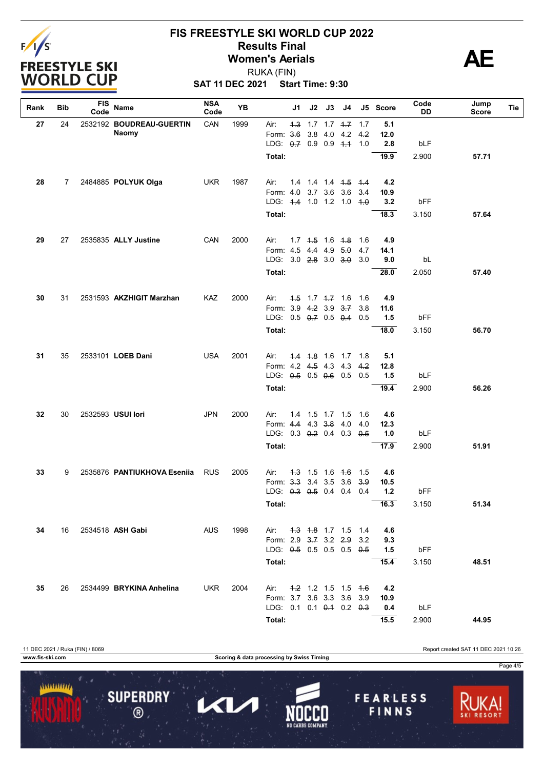# FIS FREESTYLE SKI WORLD CUP 2022

## Results Final

## Women's Aerials

RUKA (FIN)

**SAT 11 DEC 2021 Start Time: 9:30**

AE

| Rank | Bib | FIS Code | Name | NSA Code | YB | | J1 | J2 | J3 | J4 | J5 | Score | Code DD | Jump Score | Tie |
|---|---|---|---|---|---|---|---|---|---|---|---|---|---|---|---|
| **27** | 24 | 2532192 | **BOUDREAU-GUERTIN Naomy** | CAN | 1999 | Air: | ~~1.3~~ | 1.7 | 1.7 | ~~1.7~~ | 1.7 | **5.1** | | | |
| | | | | | | Form: | ~~3.6~~ | 3.8 | 4.0 | 4.2 | ~~4.2~~ | **12.0** | | | |
| | | | | | | LDG: | ~~0.7~~ | 0.9 | 0.9 | ~~1.1~~ | 1.0 | **2.8** | bLF | | |
| | | | | | | **Total:** | | | | | | **19.9** | 2.900 | **57.71** | |
| **28** | 7 | 2484885 | **POLYUK Olga** | UKR | 1987 | Air: | 1.4 | 1.4 | 1.4 | ~~1.5~~ | ~~1.4~~ | **4.2** | | | |
| | | | | | | Form: | ~~4.0~~ | 3.7 | 3.6 | 3.6 | ~~3.4~~ | **10.9** | | | |
| | | | | | | LDG: | ~~1.4~~ | 1.0 | 1.2 | 1.0 | ~~1.0~~ | **3.2** | bFF | | |
| | | | | | | **Total:** | | | | | | **18.3** | 3.150 | **57.64** | |
| **29** | 27 | 2535835 | **ALLY Justine** | CAN | 2000 | Air: | 1.7 | ~~1.5~~ | 1.6 | ~~1.8~~ | 1.6 | **4.9** | | | |
| | | | | | | Form: | 4.5 | ~~4.4~~ | 4.9 | ~~5.0~~ | 4.7 | **14.1** | | | |
| | | | | | | LDG: | 3.0 | ~~2.8~~ | 3.0 | ~~3.0~~ | 3.0 | **9.0** | bL | | |
| | | | | | | **Total:** | | | | | | **28.0** | 2.050 | **57.40** | |
| **30** | 31 | 2531593 | **AKZHIGIT Marzhan** | KAZ | 2000 | Air: | ~~1.5~~ | 1.7 | ~~1.7~~ | 1.6 | 1.6 | **4.9** | | | |
| | | | | | | Form: | 3.9 | ~~4.2~~ | 3.9 | ~~3.7~~ | 3.8 | **11.6** | | | |
| | | | | | | LDG: | 0.5 | ~~0.7~~ | 0.5 | ~~0.4~~ | 0.5 | **1.5** | bFF | | |
| | | | | | | **Total:** | | | | | | **18.0** | 3.150 | **56.70** | |
| **31** | 35 | 2533101 | **LOEB Dani** | USA | 2001 | Air: | ~~1.4~~ | ~~1.8~~ | 1.6 | 1.7 | 1.8 | **5.1** | | | |
| | | | | | | Form: | 4.2 | ~~4.5~~ | 4.3 | 4.3 | ~~4.2~~ | **12.8** | | | |
| | | | | | | LDG: | ~~0.5~~ | 0.5 | ~~0.6~~ | 0.5 | 0.5 | **1.5** | bLF | | |
| | | | | | | **Total:** | | | | | | **19.4** | 2.900 | **56.26** | |
| **32** | 30 | 2532593 | **USUI Iori** | JPN | 2000 | Air: | ~~1.4~~ | 1.5 | ~~1.7~~ | 1.5 | 1.6 | **4.6** | | | |
| | | | | | | Form: | ~~4.4~~ | 4.3 | ~~3.8~~ | 4.0 | 4.0 | **12.3** | | | |
| | | | | | | LDG: | 0.3 | ~~0.2~~ | 0.4 | 0.3 | ~~0.5~~ | **1.0** | bLF | | |
| | | | | | | **Total:** | | | | | | **17.9** | 2.900 | **51.91** | |
| **33** | 9 | 2535876 | **PANTIUKHOVA Eseniia** | RUS | 2005 | Air: | ~~1.3~~ | 1.5 | 1.6 | ~~1.6~~ | 1.5 | **4.6** | | | |
| | | | | | | Form: | ~~3.3~~ | 3.4 | 3.5 | 3.6 | ~~3.9~~ | **10.5** | | | |
| | | | | | | LDG: | ~~0.3~~ | ~~0.5~~ | 0.4 | 0.4 | 0.4 | **1.2** | bFF | | |
| | | | | | | **Total:** | | | | | | **16.3** | 3.150 | **51.34** | |
| **34** | 16 | 2534518 | **ASH Gabi** | AUS | 1998 | Air: | ~~1.3~~ | ~~1.8~~ | 1.7 | 1.5 | 1.4 | **4.6** | | | |
| | | | | | | Form: | 2.9 | ~~3.7~~ | 3.2 | ~~2.9~~ | 3.2 | **9.3** | | | |
| | | | | | | LDG: | ~~0.5~~ | 0.5 | 0.5 | 0.5 | ~~0.5~~ | **1.5** | bFF | | |
| | | | | | | **Total:** | | | | | | **15.4** | 3.150 | **48.51** | |
| **35** | 26 | 2534499 | **BRYKINA Anhelina** | UKR | 2004 | Air: | ~~1.2~~ | 1.2 | 1.5 | 1.5 | ~~1.6~~ | **4.2** | | | |
| | | | | | | Form: | 3.7 | 3.6 | ~~3.3~~ | 3.6 | ~~3.9~~ | **10.9** | | | |
| | | | | | | LDG: | 0.1 | 0.1 | ~~0.1~~ | 0.2 | ~~0.3~~ | **0.4** | bLF | | |
| | | | | | | **Total:** | | | | | | **15.5** | 2.900 | **44.95** | |

11 DEC 2021 / Ruka (FIN) / 8069 — Report created SAT 11 DEC 2021 10:26

www.fis-ski.com — Scoring & data processing by Swiss Timing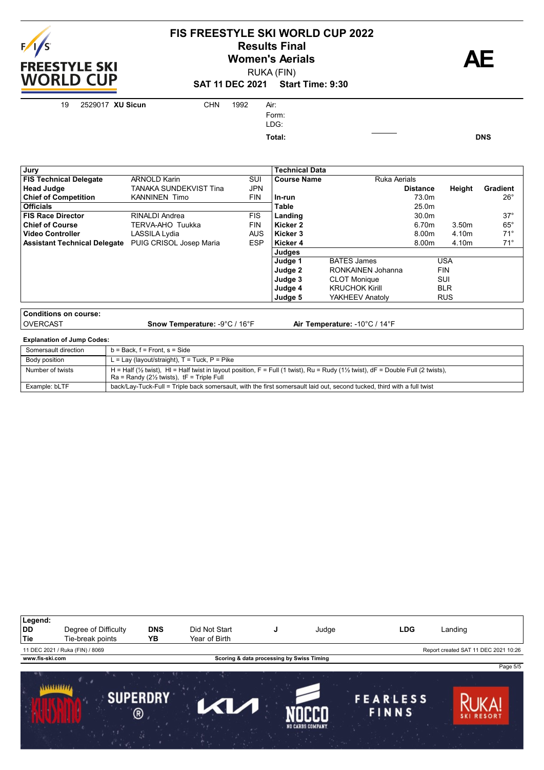# FIS FREESTYLE SKI WORLD CUP 2022

## Results Final

## Women's Aerials

RUKA (FIN)

**SAT 11 DEC 2021 Start Time: 9:30**

**AE**

| | | | | | | | |
|---|---|---|---|---|---|---|---|
| 19 | 2529017 | **XU Sicun** | CHN | 1992 | Air:<br>Form:<br>LDG:<br>**Total:** | | **DNS** |

| Jury | | |
|---|---|---|
| **FIS Technical Delegate** | ARNOLD Karin | SUI |
| **Head Judge** | TANAKA SUNDEKVIST Tina | JPN |
| **Chief of Competition** | KANNINEN Timo | FIN |
| **Officials** | | |
| **FIS Race Director** | RINALDI Andrea | FIS |
| **Chief of Course** | TERVA-AHO Tuukka | FIN |
| **Video Controller** | LASSILA Lydia | AUS |
| **Assistant Technical Delegate** | PUIG CRISOL Josep Maria | ESP |

| Technical Data | | | | |
|---|---|---|---|---|
| **Course Name** | Ruka Aerials | | | |
| | | **Distance** | **Height** | **Gradient** |
| **In-run** | | 73.0m | | 26° |
| **Table** | | 25.0m | | |
| **Landing** | | 30.0m | | 37° |
| **Kicker 2** | | 6.70m | 3.50m | 65° |
| **Kicker 3** | | 8.00m | 4.10m | 71° |
| **Kicker 4** | | 8.00m | 4.10m | 71° |

| Judges | | |
|---|---|---|
| **Judge 1** | BATES James | USA |
| **Judge 2** | RONKAINEN Johanna | FIN |
| **Judge 3** | CLOT Monique | SUI |
| **Judge 4** | KRUCHOK Kirill | BLR |
| **Judge 5** | YAKHEEV Anatoly | RUS |

**Conditions on course:**

OVERCAST **Snow Temperature:** -9°C / 16°F **Air Temperature:** -10°C / 14°F

**Explanation of Jump Codes:**

| | |
|---|---|
| Somersault direction | b = Back, f = Front, s = Side |
| Body position | L = Lay (layout/straight), T = Tuck, P = Pike |
| Number of twists | H = Half (½ twist), Hl = Half twist in layout position, F = Full (1 twist), Ru = Rudy (1½ twist), dF = Double Full (2 twists), Ra = Randy (2½ twists), tF = Triple Full |
| Example: bLTF | back/Lay-Tuck-Full = Triple back somersault, with the first somersault laid out, second tucked, third with a full twist |

**Legend:**

| | | | | | | | |
|---|---|---|---|---|---|---|---|
| **DD** | Degree of Difficulty | **DNS** | Did Not Start | **J** | Judge | **LDG** | Landing |
| **Tie** | Tie-break points | **YB** | Year of Birth | | | | |

11 DEC 2021 / Ruka (FIN) / 8069 Report created SAT 11 DEC 2021 10:26

www.fis-ski.com Scoring & data processing by Swiss Timing